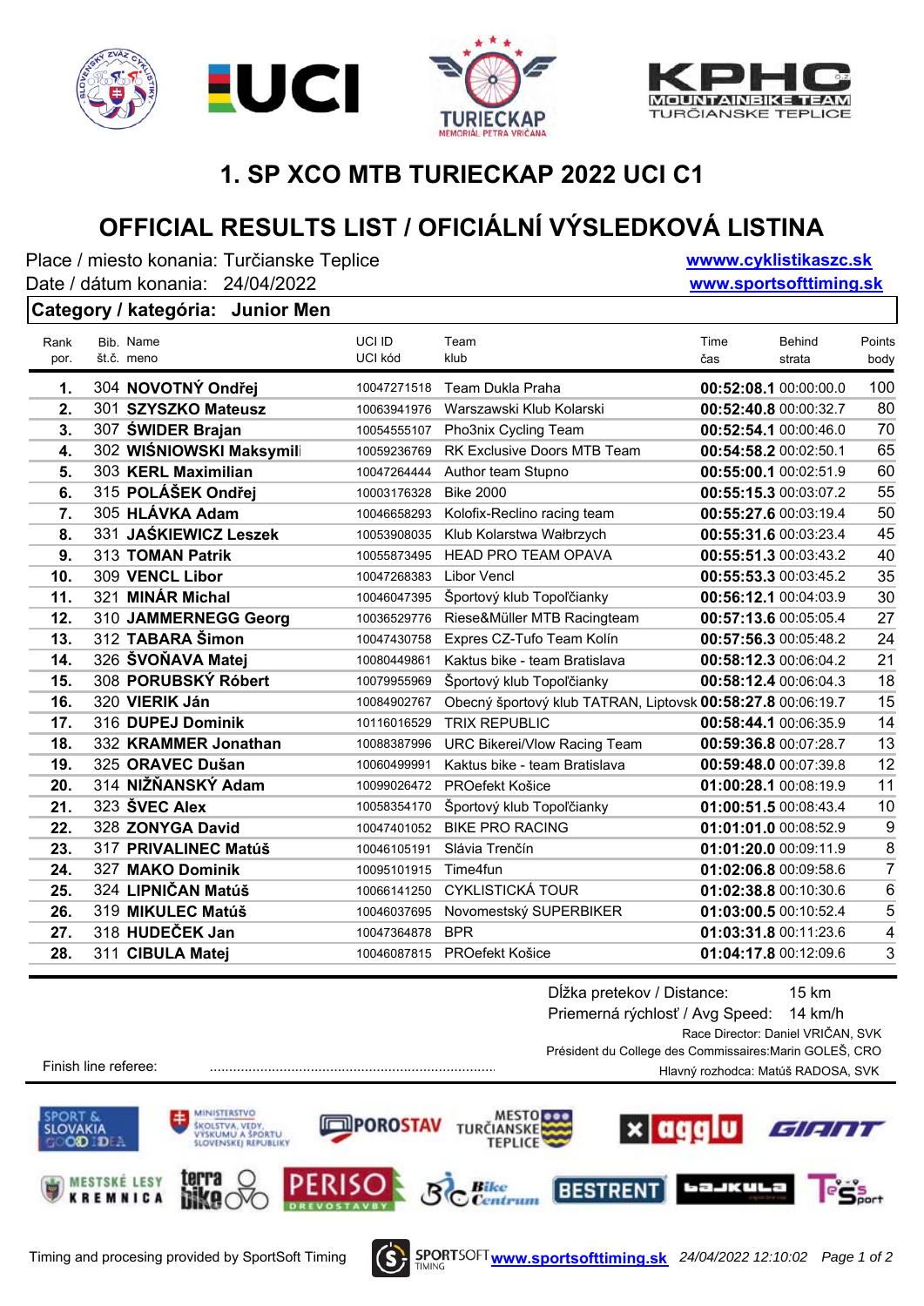# 1. SP XCO MTB TURIECKAP 2022 UCI C1

## OFFICIAL RESULTS LIST / OFICIÁLNÍ VÝSLEDKOVÁ LISTINA

Place / miesto konania: Turčianske Teplice
Date / dátum konania: 24/04/2022

wwww.cyklistikaszc.sk
www.sportsofttiming.sk

**Category / kategória: Junior Men**

| Rank por. | Bib. št.č. | Name meno | UCI ID UCI kód | Team klub | Time čas | Behind strata | Points body |
|---|---|---|---|---|---|---|---|
| **1.** | 304 | **NOVOTNÝ Ondřej** | 10047271518 | Team Dukla Praha | **00:52:08.1** | 00:00:00.0 | 100 |
| **2.** | 301 | **SZYSZKO Mateusz** | 10063941976 | Warszawski Klub Kolarski | **00:52:40.8** | 00:00:32.7 | 80 |
| **3.** | 307 | **ŚWIDER Brajan** | 10054555107 | Pho3nix Cycling Team | **00:52:54.1** | 00:00:46.0 | 70 |
| **4.** | 302 | **WIŚNIOWSKI Maksymil** | 10059236769 | RK Exclusive Doors MTB Team | **00:54:58.2** | 00:02:50.1 | 65 |
| **5.** | 303 | **KERL Maximilian** | 10047264444 | Author team Stupno | **00:55:00.1** | 00:02:51.9 | 60 |
| **6.** | 315 | **POLÁŠEK Ondřej** | 10003176328 | Bike 2000 | **00:55:15.3** | 00:03:07.2 | 55 |
| **7.** | 305 | **HLÁVKA Adam** | 10046658293 | Kolofix-Reclino racing team | **00:55:27.6** | 00:03:19.4 | 50 |
| **8.** | 331 | **JAŚKIEWICZ Leszek** | 10053908035 | Klub Kolarstwa Wałbrzych | **00:55:31.6** | 00:03:23.4 | 45 |
| **9.** | 313 | **TOMAN Patrik** | 10055873495 | HEAD PRO TEAM OPAVA | **00:55:51.3** | 00:03:43.2 | 40 |
| **10.** | 309 | **VENCL Libor** | 10047268383 | Libor Vencl | **00:55:53.3** | 00:03:45.2 | 35 |
| **11.** | 321 | **MINÁR Michal** | 10046047395 | Športový klub Topoľčianky | **00:56:12.1** | 00:04:03.9 | 30 |
| **12.** | 310 | **JAMMERNEGG Georg** | 10036529776 | Riese&Müller MTB Racingteam | **00:57:13.6** | 00:05:05.4 | 27 |
| **13.** | 312 | **TABARA Šimon** | 10047430758 | Expres CZ-Tufo Team Kolín | **00:57:56.3** | 00:05:48.2 | 24 |
| **14.** | 326 | **ŠVOŇAVA Matej** | 10080449861 | Kaktus bike - team Bratislava | **00:58:12.3** | 00:06:04.2 | 21 |
| **15.** | 308 | **PORUBSKÝ Róbert** | 10079955969 | Športový klub Topoľčianky | **00:58:12.4** | 00:06:04.3 | 18 |
| **16.** | 320 | **VIERIK Ján** | 10084902767 | Obecný športový klub TATRAN, Liptovsk | **00:58:27.8** | 00:06:19.7 | 15 |
| **17.** | 316 | **DUPEJ Dominik** | 10116016529 | TRIX REPUBLIC | **00:58:44.1** | 00:06:35.9 | 14 |
| **18.** | 332 | **KRAMMER Jonathan** | 10088387996 | URC Bikerei/Vlow Racing Team | **00:59:36.8** | 00:07:28.7 | 13 |
| **19.** | 325 | **ORAVEC Dušan** | 10060499991 | Kaktus bike - team Bratislava | **00:59:48.0** | 00:07:39.8 | 12 |
| **20.** | 314 | **NIŽŇANSKÝ Adam** | 10099026472 | PROefekt Košice | **01:00:28.1** | 00:08:19.9 | 11 |
| **21.** | 323 | **ŠVEC Alex** | 10058354170 | Športový klub Topoľčianky | **01:00:51.5** | 00:08:43.4 | 10 |
| **22.** | 328 | **ZONYGA David** | 10047401052 | BIKE PRO RACING | **01:01:01.0** | 00:08:52.9 | 9 |
| **23.** | 317 | **PRIVALINEC Matúš** | 10046105191 | Slávia Trenčín | **01:01:20.0** | 00:09:11.9 | 8 |
| **24.** | 327 | **MAKO Dominik** | 10095101915 | Time4fun | **01:02:06.8** | 00:09:58.6 | 7 |
| **25.** | 324 | **LIPNIČAN Matúš** | 10066141250 | CYKLISTICKÁ TOUR | **01:02:38.8** | 00:10:30.6 | 6 |
| **26.** | 319 | **MIKULEC Matúš** | 10046037695 | Novomestský SUPERBIKER | **01:03:00.5** | 00:10:52.4 | 5 |
| **27.** | 318 | **HUDEČEK Jan** | 10047364878 | BPR | **01:03:31.8** | 00:11:23.6 | 4 |
| **28.** | 311 | **CIBULA Matej** | 10046087815 | PROefekt Košice | **01:04:17.8** | 00:12:09.6 | 3 |

Dĺžka pretekov / Distance: 15 km
Priemerná rýchlosť / Avg Speed: 14 km/h

Race Director: Daniel VRIČAN, SVK
Président du College des Commissaires:Marin GOLEŠ, CRO
Hlavný rozhodca: Matúš RADOSA, SVK

Finish line referee: ..........................................................................

Timing and procesing provided by SportSoft Timing www.sportsofttiming.sk 24/04/2022 12:10:02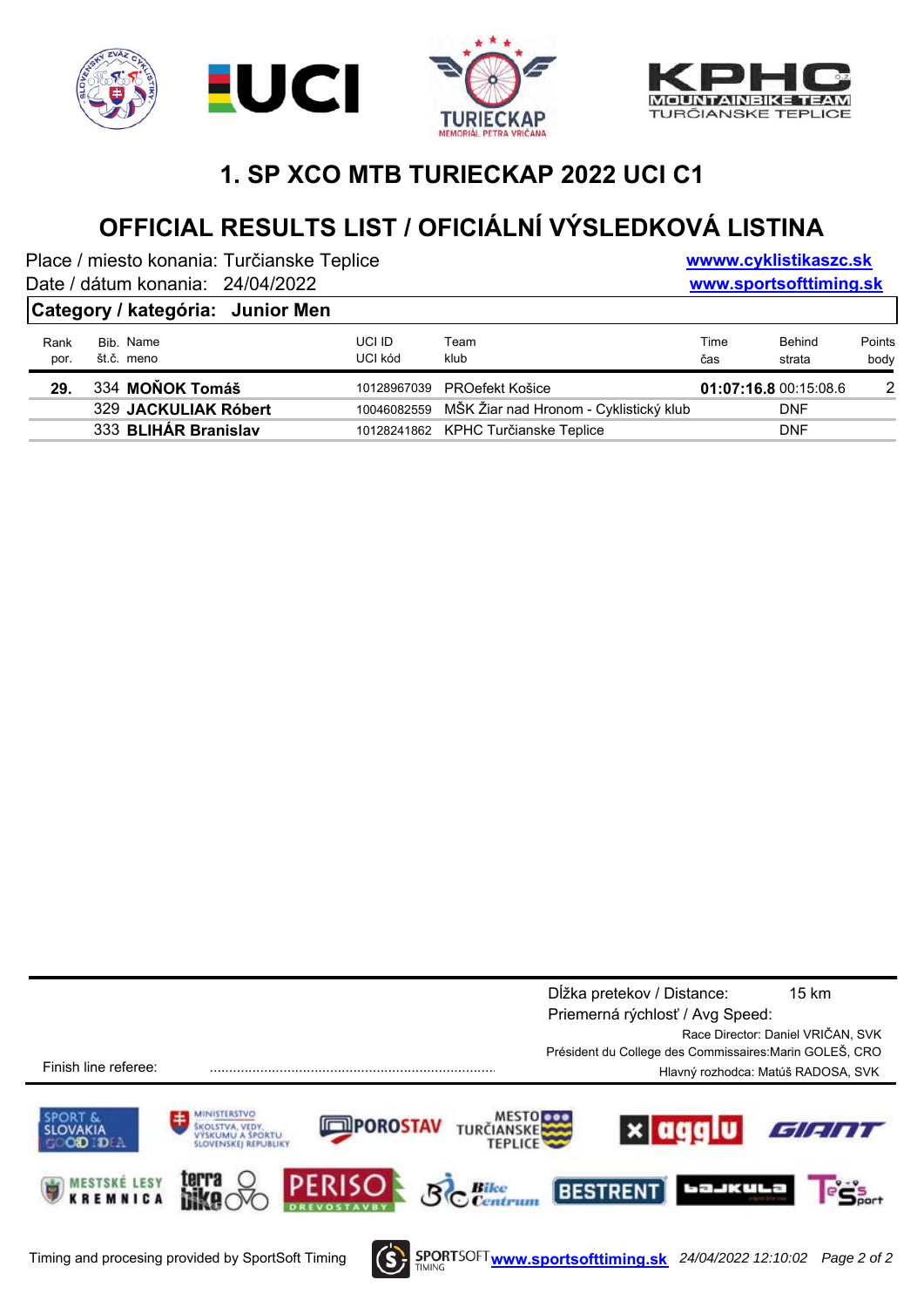# 1. SP XCO MTB TURIECKAP 2022 UCI C1

## OFFICIAL RESULTS LIST / OFICIÁLNÍ VÝSLEDKOVÁ LISTINA

Place / miesto konania: Turčianske Teplice
Date / dátum konania: 24/04/2022

wwww.cyklistikaszc.sk
www.sportsofttiming.sk

**Category / kategória: Junior Men**

| Rank por. | Bib. št.č. | Name meno | UCI ID UCI kód | Team klub | Time čas | Behind strata | Points body |
|---|---|---|---|---|---|---|---|
| **29.** | 334 | **MOŇOK Tomáš** | 10128967039 | PROefekt Košice | **01:07:16.8** | 00:15:08.6 | 2 |
| | 329 | **JACKULIAK Róbert** | 10046082559 | MŠK Žiar nad Hronom - Cyklistický klub | | DNF | |
| | 333 | **BLIHÁR Branislav** | 10128241862 | KPHC Turčianske Teplice | | DNF | |

Dĺžka pretekov / Distance: 15 km
Priemerná rýchlosť / Avg Speed:

Race Director: Daniel VRIČAN, SVK
Président du College des Commissaires: Marin GOLEŠ, CRO
Hlavný rozhodca: Matúš RADOSA, SVK

Finish line referee: ........................................................................

Timing and procesing provided by SportSoft Timing www.sportsofttiming.sk 24/04/2022 12:10:02